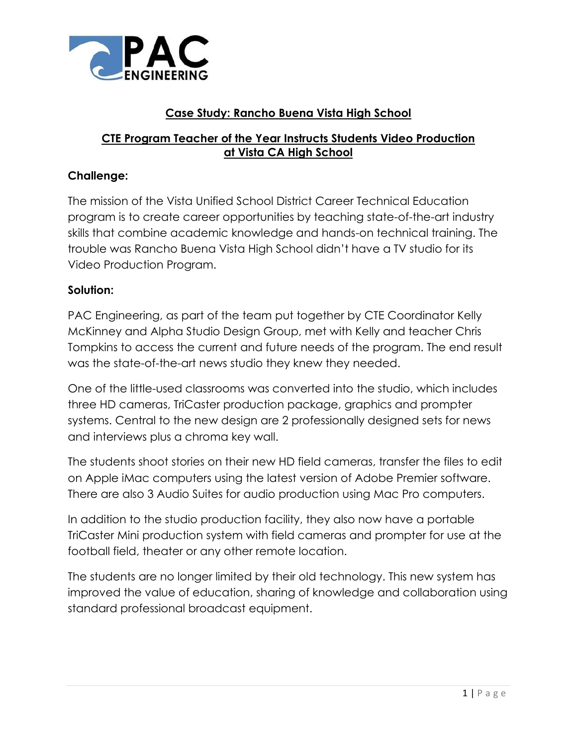PAC ENGINEERING

## Case Study: Rancho Buena Vista High School

## CTE Program Teacher of the Year Instructs Students Video Production at Vista CA High School

**Challenge:**

The mission of the Vista Unified School District Career Technical Education program is to create career opportunities by teaching state-of-the-art industry skills that combine academic knowledge and hands-on technical training. The trouble was Rancho Buena Vista High School didn't have a TV studio for its Video Production Program.

**Solution:**

PAC Engineering, as part of the team put together by CTE Coordinator Kelly McKinney and Alpha Studio Design Group, met with Kelly and teacher Chris Tompkins to access the current and future needs of the program. The end result was the state-of-the-art news studio they knew they needed.

One of the little-used classrooms was converted into the studio, which includes three HD cameras, TriCaster production package, graphics and prompter systems. Central to the new design are 2 professionally designed sets for news and interviews plus a chroma key wall.

The students shoot stories on their new HD field cameras, transfer the files to edit on Apple iMac computers using the latest version of Adobe Premier software. There are also 3 Audio Suites for audio production using Mac Pro computers.

In addition to the studio production facility, they also now have a portable TriCaster Mini production system with field cameras and prompter for use at the football field, theater or any other remote location.

The students are no longer limited by their old technology. This new system has improved the value of education, sharing of knowledge and collaboration using standard professional broadcast equipment.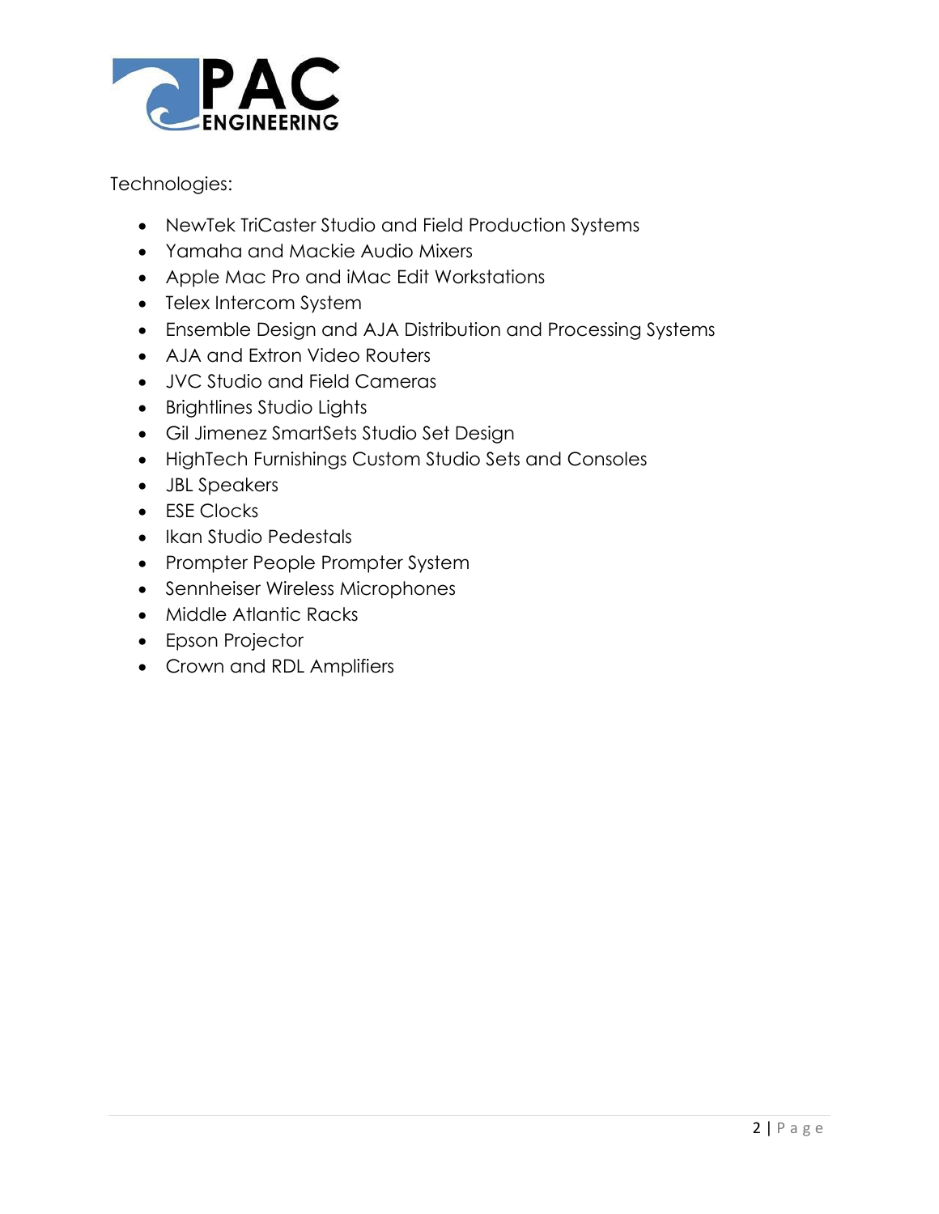Technologies:

- NewTek TriCaster Studio and Field Production Systems
- Yamaha and Mackie Audio Mixers
- Apple Mac Pro and iMac Edit Workstations
- Telex Intercom System
- Ensemble Design and AJA Distribution and Processing Systems
- AJA and Extron Video Routers
- JVC Studio and Field Cameras
- Brightlines Studio Lights
- Gil Jimenez SmartSets Studio Set Design
- HighTech Furnishings Custom Studio Sets and Consoles
- JBL Speakers
- ESE Clocks
- Ikan Studio Pedestals
- Prompter People Prompter System
- Sennheiser Wireless Microphones
- Middle Atlantic Racks
- Epson Projector
- Crown and RDL Amplifiers